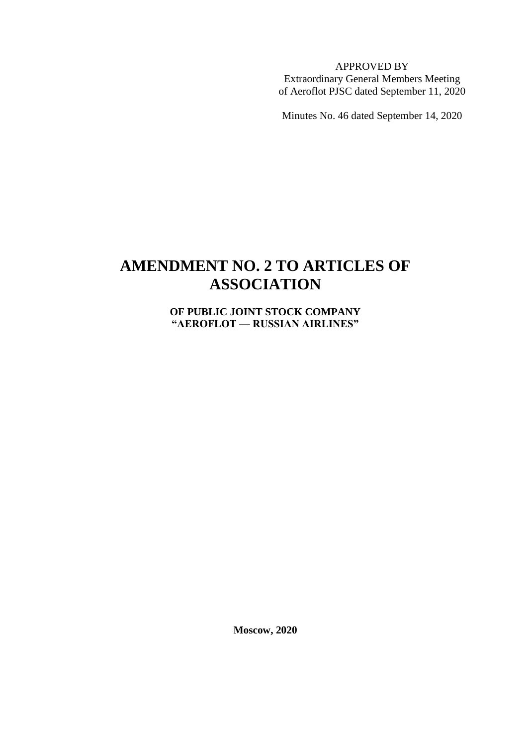APPROVED BY
Extraordinary General Members Meeting
of Aeroflot PJSC dated September 11, 2020

Minutes No. 46 dated September 14, 2020

# AMENDMENT NO. 2 TO ARTICLES OF ASSOCIATION

## OF PUBLIC JOINT STOCK COMPANY “AEROFLOT — RUSSIAN AIRLINES”

**Moscow, 2020**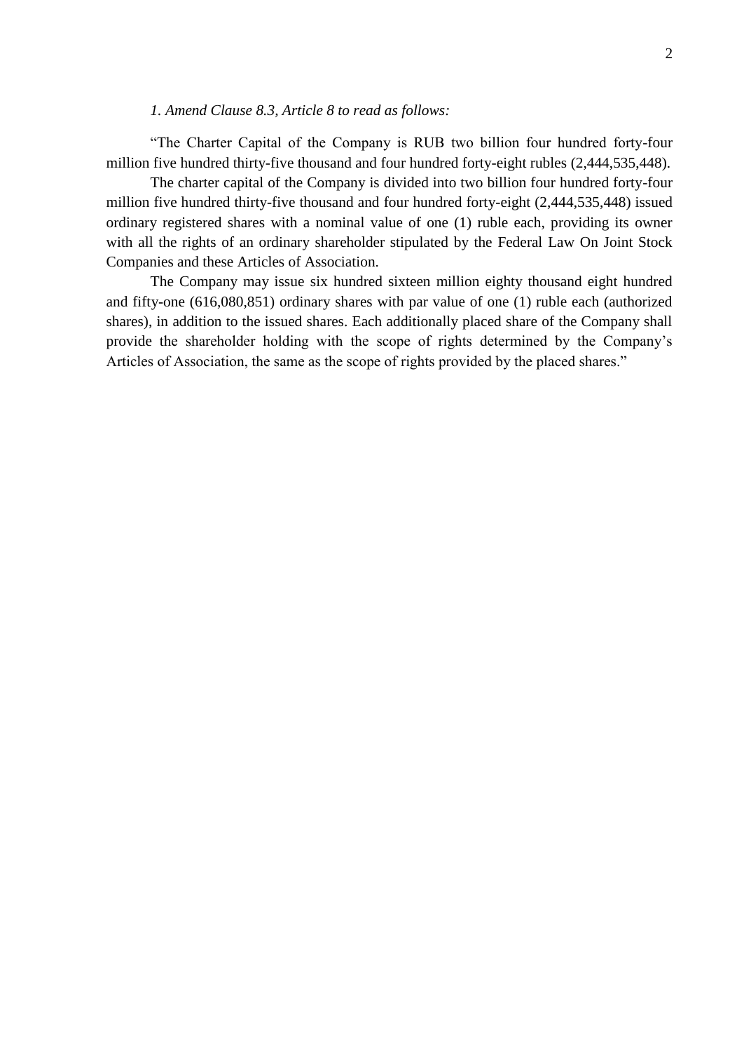*1. Amend Clause 8.3, Article 8 to read as follows:*

"The Charter Capital of the Company is RUB two billion four hundred forty-four million five hundred thirty-five thousand and four hundred forty-eight rubles (2,444,535,448).

The charter capital of the Company is divided into two billion four hundred forty-four million five hundred thirty-five thousand and four hundred forty-eight (2,444,535,448) issued ordinary registered shares with a nominal value of one (1) ruble each, providing its owner with all the rights of an ordinary shareholder stipulated by the Federal Law On Joint Stock Companies and these Articles of Association.

The Company may issue six hundred sixteen million eighty thousand eight hundred and fifty-one (616,080,851) ordinary shares with par value of one (1) ruble each (authorized shares), in addition to the issued shares. Each additionally placed share of the Company shall provide the shareholder holding with the scope of rights determined by the Company's Articles of Association, the same as the scope of rights provided by the placed shares."